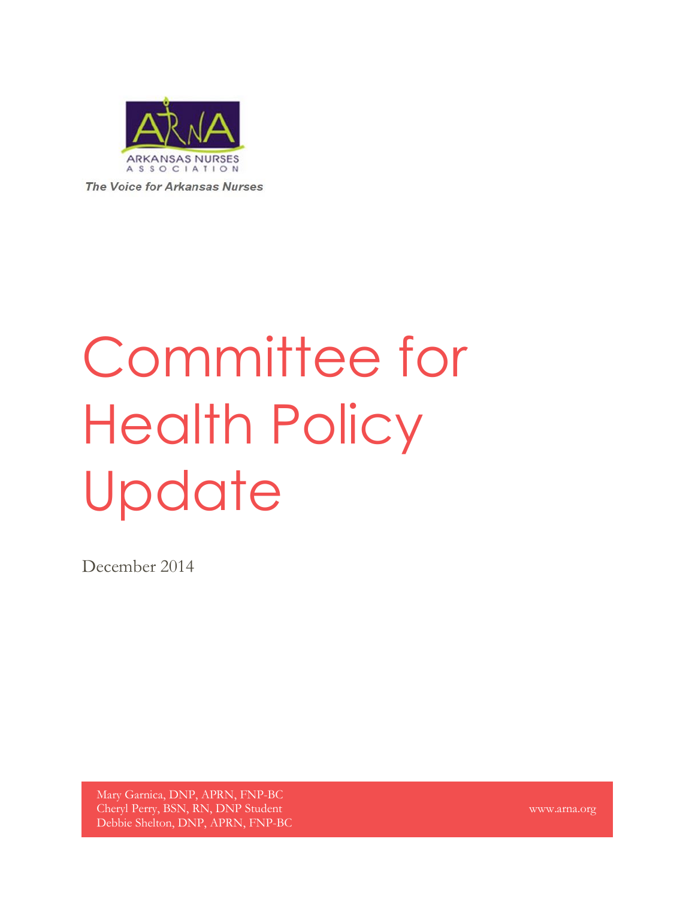ARKANSAS NURSES ASSOCIATION

*The Voice for Arkansas Nurses*

# Committee for Health Policy Update

December 2014

Mary Garnica, DNP, APRN, FNP-BC
Cheryl Perry, BSN, RN, DNP Student
Debbie Shelton, DNP, APRN, FNP-BC

www.arna.org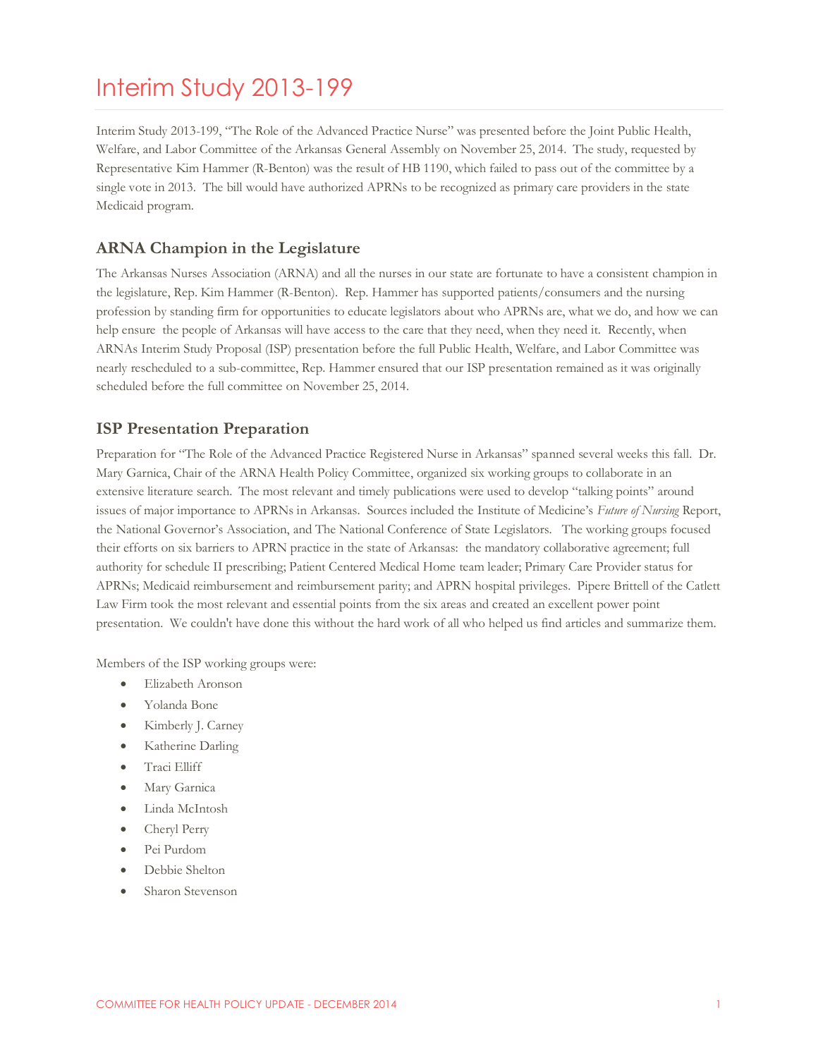# Interim Study 2013-199

Interim Study 2013-199, "The Role of the Advanced Practice Nurse" was presented before the Joint Public Health, Welfare, and Labor Committee of the Arkansas General Assembly on November 25, 2014. The study, requested by Representative Kim Hammer (R-Benton) was the result of HB 1190, which failed to pass out of the committee by a single vote in 2013. The bill would have authorized APRNs to be recognized as primary care providers in the state Medicaid program.

## ARNA Champion in the Legislature

The Arkansas Nurses Association (ARNA) and all the nurses in our state are fortunate to have a consistent champion in the legislature, Rep. Kim Hammer (R-Benton). Rep. Hammer has supported patients/consumers and the nursing profession by standing firm for opportunities to educate legislators about who APRNs are, what we do, and how we can help ensure the people of Arkansas will have access to the care that they need, when they need it. Recently, when ARNAs Interim Study Proposal (ISP) presentation before the full Public Health, Welfare, and Labor Committee was nearly rescheduled to a sub-committee, Rep. Hammer ensured that our ISP presentation remained as it was originally scheduled before the full committee on November 25, 2014.

## ISP Presentation Preparation

Preparation for "The Role of the Advanced Practice Registered Nurse in Arkansas" spanned several weeks this fall. Dr. Mary Garnica, Chair of the ARNA Health Policy Committee, organized six working groups to collaborate in an extensive literature search. The most relevant and timely publications were used to develop "talking points" around issues of major importance to APRNs in Arkansas. Sources included the Institute of Medicine's *Future of Nursing* Report, the National Governor's Association, and The National Conference of State Legislators. The working groups focused their efforts on six barriers to APRN practice in the state of Arkansas: the mandatory collaborative agreement; full authority for schedule II prescribing; Patient Centered Medical Home team leader; Primary Care Provider status for APRNs; Medicaid reimbursement and reimbursement parity; and APRN hospital privileges. Pipere Brittell of the Catlett Law Firm took the most relevant and essential points from the six areas and created an excellent power point presentation. We couldn't have done this without the hard work of all who helped us find articles and summarize them.

Members of the ISP working groups were:

- Elizabeth Aronson
- Yolanda Bone
- Kimberly J. Carney
- Katherine Darling
- Traci Elliff
- Mary Garnica
- Linda McIntosh
- Cheryl Perry
- Pei Purdom
- Debbie Shelton
- Sharon Stevenson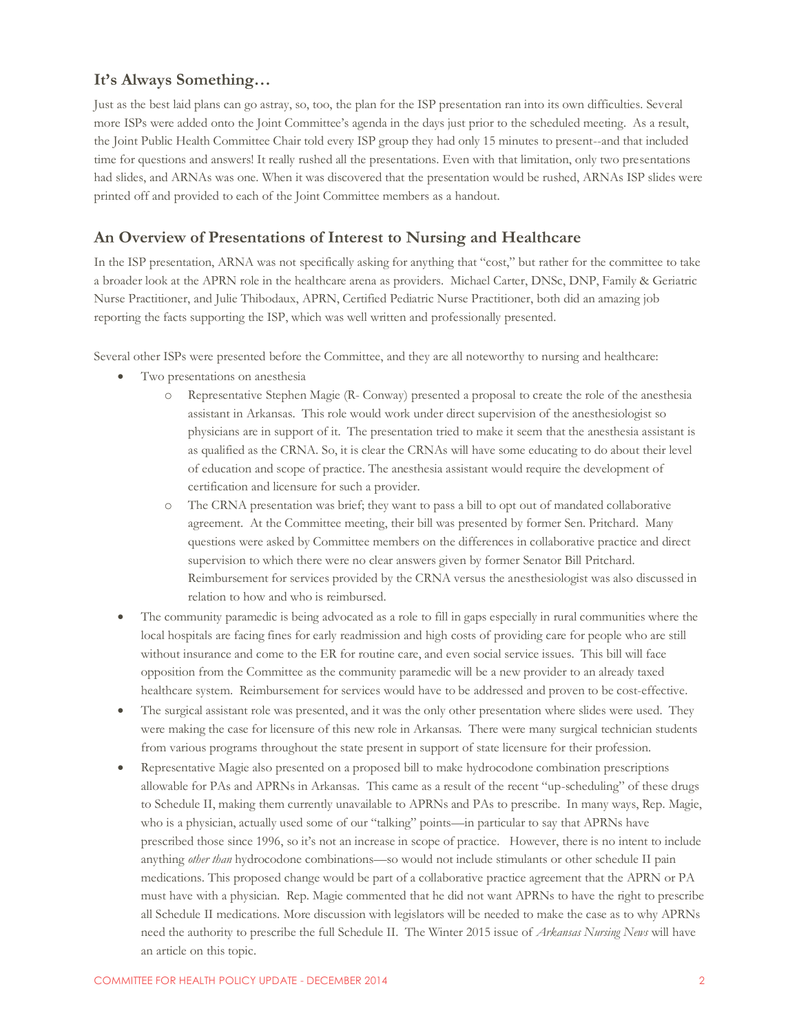## It's Always Something…

Just as the best laid plans can go astray, so, too, the plan for the ISP presentation ran into its own difficulties. Several more ISPs were added onto the Joint Committee's agenda in the days just prior to the scheduled meeting. As a result, the Joint Public Health Committee Chair told every ISP group they had only 15 minutes to present--and that included time for questions and answers! It really rushed all the presentations. Even with that limitation, only two presentations had slides, and ARNAs was one. When it was discovered that the presentation would be rushed, ARNAs ISP slides were printed off and provided to each of the Joint Committee members as a handout.

## An Overview of Presentations of Interest to Nursing and Healthcare

In the ISP presentation, ARNA was not specifically asking for anything that "cost," but rather for the committee to take a broader look at the APRN role in the healthcare arena as providers. Michael Carter, DNSc, DNP, Family & Geriatric Nurse Practitioner, and Julie Thibodaux, APRN, Certified Pediatric Nurse Practitioner, both did an amazing job reporting the facts supporting the ISP, which was well written and professionally presented.

Several other ISPs were presented before the Committee, and they are all noteworthy to nursing and healthcare:

- Two presentations on anesthesia
  - Representative Stephen Magie (R- Conway) presented a proposal to create the role of the anesthesia assistant in Arkansas. This role would work under direct supervision of the anesthesiologist so physicians are in support of it. The presentation tried to make it seem that the anesthesia assistant is as qualified as the CRNA. So, it is clear the CRNAs will have some educating to do about their level of education and scope of practice. The anesthesia assistant would require the development of certification and licensure for such a provider.
  - The CRNA presentation was brief; they want to pass a bill to opt out of mandated collaborative agreement. At the Committee meeting, their bill was presented by former Sen. Pritchard. Many questions were asked by Committee members on the differences in collaborative practice and direct supervision to which there were no clear answers given by former Senator Bill Pritchard. Reimbursement for services provided by the CRNA versus the anesthesiologist was also discussed in relation to how and who is reimbursed.
- The community paramedic is being advocated as a role to fill in gaps especially in rural communities where the local hospitals are facing fines for early readmission and high costs of providing care for people who are still without insurance and come to the ER for routine care, and even social service issues. This bill will face opposition from the Committee as the community paramedic will be a new provider to an already taxed healthcare system. Reimbursement for services would have to be addressed and proven to be cost-effective.
- The surgical assistant role was presented, and it was the only other presentation where slides were used. They were making the case for licensure of this new role in Arkansas. There were many surgical technician students from various programs throughout the state present in support of state licensure for their profession.
- Representative Magie also presented on a proposed bill to make hydrocodone combination prescriptions allowable for PAs and APRNs in Arkansas. This came as a result of the recent "up-scheduling" of these drugs to Schedule II, making them currently unavailable to APRNs and PAs to prescribe. In many ways, Rep. Magie, who is a physician, actually used some of our "talking" points—in particular to say that APRNs have prescribed those since 1996, so it's not an increase in scope of practice. However, there is no intent to include anything *other than* hydrocodone combinations—so would not include stimulants or other schedule II pain medications. This proposed change would be part of a collaborative practice agreement that the APRN or PA must have with a physician. Rep. Magie commented that he did not want APRNs to have the right to prescribe all Schedule II medications. More discussion with legislators will be needed to make the case as to why APRNs need the authority to prescribe the full Schedule II. The Winter 2015 issue of *Arkansas Nursing News* will have an article on this topic.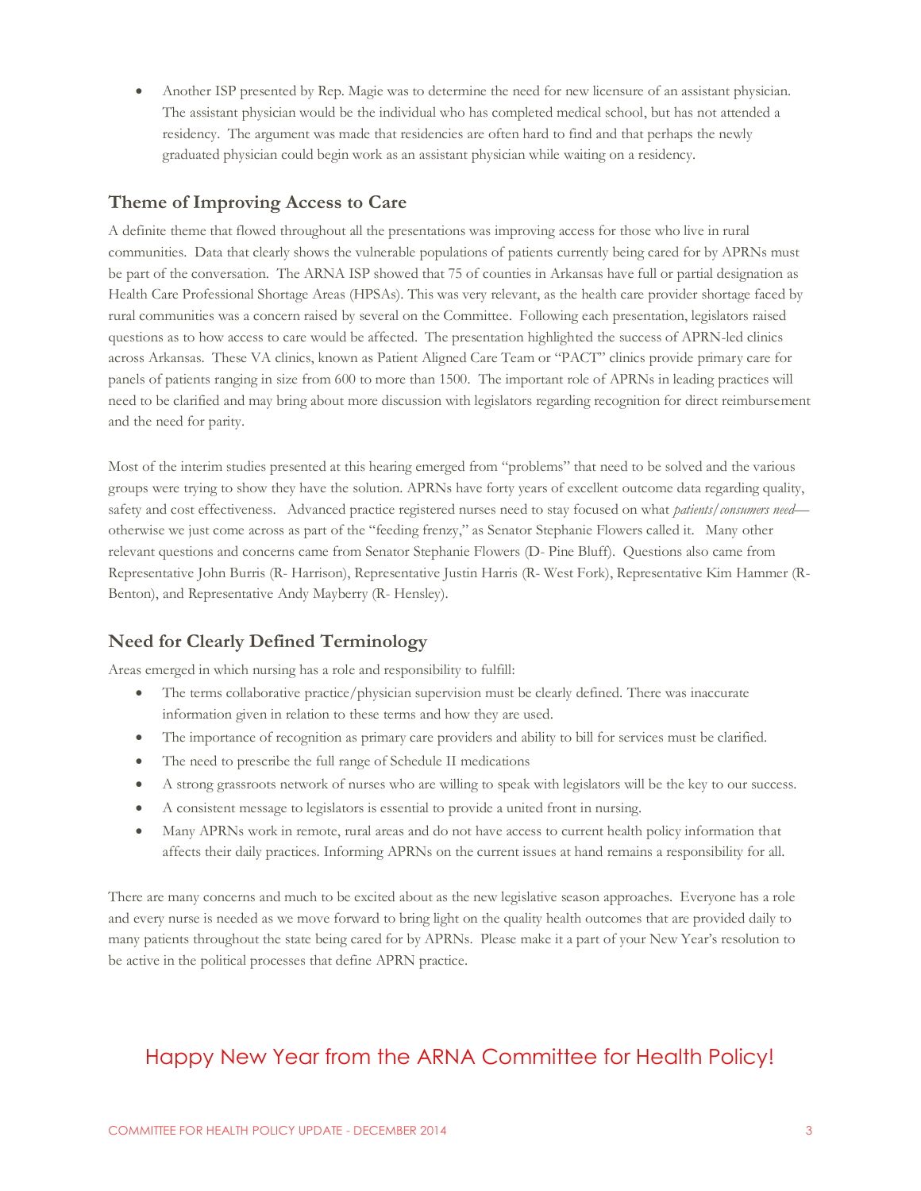- Another ISP presented by Rep. Magie was to determine the need for new licensure of an assistant physician. The assistant physician would be the individual who has completed medical school, but has not attended a residency. The argument was made that residencies are often hard to find and that perhaps the newly graduated physician could begin work as an assistant physician while waiting on a residency.

## Theme of Improving Access to Care

A definite theme that flowed throughout all the presentations was improving access for those who live in rural communities. Data that clearly shows the vulnerable populations of patients currently being cared for by APRNs must be part of the conversation. The ARNA ISP showed that 75 of counties in Arkansas have full or partial designation as Health Care Professional Shortage Areas (HPSAs). This was very relevant, as the health care provider shortage faced by rural communities was a concern raised by several on the Committee. Following each presentation, legislators raised questions as to how access to care would be affected. The presentation highlighted the success of APRN-led clinics across Arkansas. These VA clinics, known as Patient Aligned Care Team or "PACT" clinics provide primary care for panels of patients ranging in size from 600 to more than 1500. The important role of APRNs in leading practices will need to be clarified and may bring about more discussion with legislators regarding recognition for direct reimbursement and the need for parity.

Most of the interim studies presented at this hearing emerged from "problems" that need to be solved and the various groups were trying to show they have the solution. APRNs have forty years of excellent outcome data regarding quality, safety and cost effectiveness. Advanced practice registered nurses need to stay focused on what *patients/consumers need*—otherwise we just come across as part of the "feeding frenzy," as Senator Stephanie Flowers called it. Many other relevant questions and concerns came from Senator Stephanie Flowers (D- Pine Bluff). Questions also came from Representative John Burris (R- Harrison), Representative Justin Harris (R- West Fork), Representative Kim Hammer (R-Benton), and Representative Andy Mayberry (R- Hensley).

## Need for Clearly Defined Terminology

Areas emerged in which nursing has a role and responsibility to fulfill:

- The terms collaborative practice/physician supervision must be clearly defined. There was inaccurate information given in relation to these terms and how they are used.
- The importance of recognition as primary care providers and ability to bill for services must be clarified.
- The need to prescribe the full range of Schedule II medications
- A strong grassroots network of nurses who are willing to speak with legislators will be the key to our success.
- A consistent message to legislators is essential to provide a united front in nursing.
- Many APRNs work in remote, rural areas and do not have access to current health policy information that affects their daily practices. Informing APRNs on the current issues at hand remains a responsibility for all.

There are many concerns and much to be excited about as the new legislative season approaches. Everyone has a role and every nurse is needed as we move forward to bring light on the quality health outcomes that are provided daily to many patients throughout the state being cared for by APRNs. Please make it a part of your New Year's resolution to be active in the political processes that define APRN practice.

Happy New Year from the ARNA Committee for Health Policy!